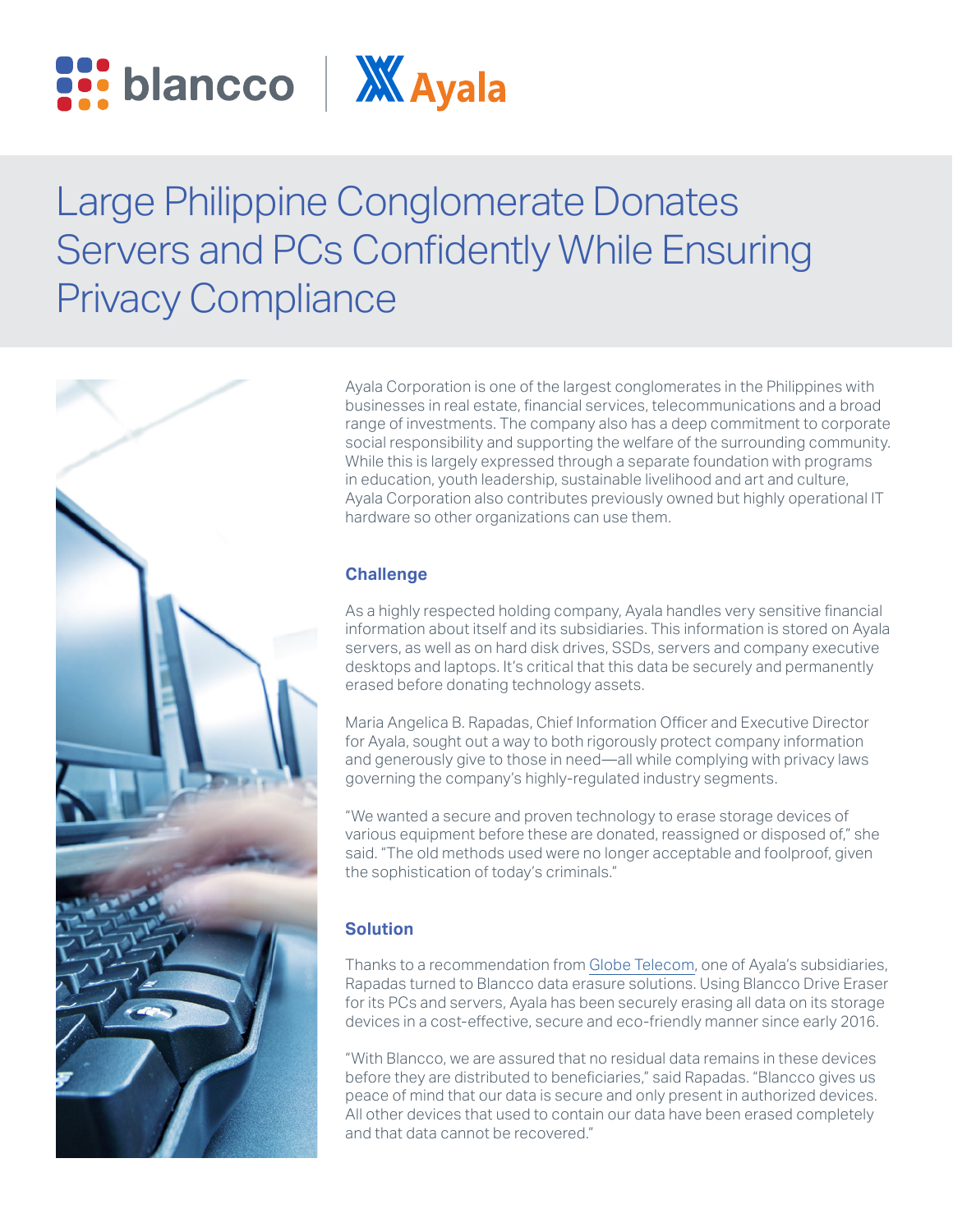# Large Philippine Conglomerate Donates Servers and PCs Confidently While Ensuring Privacy Compliance

Ayala Corporation is one of the largest conglomerates in the Philippines with businesses in real estate, financial services, telecommunications and a broad range of investments. The company also has a deep commitment to corporate social responsibility and supporting the welfare of the surrounding community. While this is largely expressed through a separate foundation with programs in education, youth leadership, sustainable livelihood and art and culture, Ayala Corporation also contributes previously owned but highly operational IT hardware so other organizations can use them.

## Challenge

As a highly respected holding company, Ayala handles very sensitive financial information about itself and its subsidiaries. This information is stored on Ayala servers, as well as on hard disk drives, SSDs, servers and company executive desktops and laptops. It's critical that this data be securely and permanently erased before donating technology assets.

Maria Angelica B. Rapadas, Chief Information Officer and Executive Director for Ayala, sought out a way to both rigorously protect company information and generously give to those in need—all while complying with privacy laws governing the company's highly-regulated industry segments.

"We wanted a secure and proven technology to erase storage devices of various equipment before these are donated, reassigned or disposed of," she said. "The old methods used were no longer acceptable and foolproof, given the sophistication of today's criminals."

## Solution

Thanks to a recommendation from Globe Telecom, one of Ayala's subsidiaries, Rapadas turned to Blancco data erasure solutions. Using Blancco Drive Eraser for its PCs and servers, Ayala has been securely erasing all data on its storage devices in a cost-effective, secure and eco-friendly manner since early 2016.

"With Blancco, we are assured that no residual data remains in these devices before they are distributed to beneficiaries," said Rapadas. "Blancco gives us peace of mind that our data is secure and only present in authorized devices. All other devices that used to contain our data have been erased completely and that data cannot be recovered."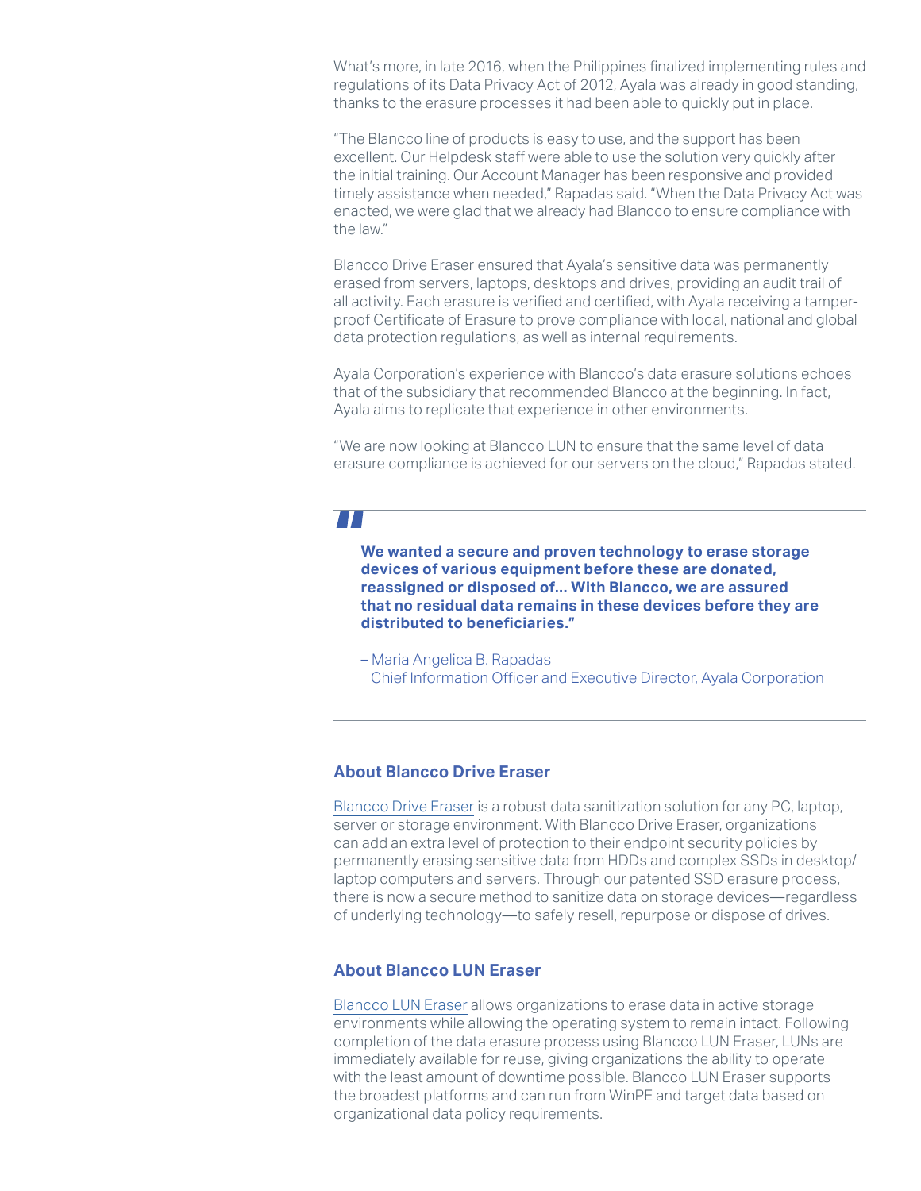What's more, in late 2016, when the Philippines finalized implementing rules and regulations of its Data Privacy Act of 2012, Ayala was already in good standing, thanks to the erasure processes it had been able to quickly put in place.

"The Blancco line of products is easy to use, and the support has been excellent. Our Helpdesk staff were able to use the solution very quickly after the initial training. Our Account Manager has been responsive and provided timely assistance when needed," Rapadas said. "When the Data Privacy Act was enacted, we were glad that we already had Blancco to ensure compliance with the law."

Blancco Drive Eraser ensured that Ayala's sensitive data was permanently erased from servers, laptops, desktops and drives, providing an audit trail of all activity. Each erasure is verified and certified, with Ayala receiving a tamper-proof Certificate of Erasure to prove compliance with local, national and global data protection regulations, as well as internal requirements.

Ayala Corporation's experience with Blancco's data erasure solutions echoes that of the subsidiary that recommended Blancco at the beginning. In fact, Ayala aims to replicate that experience in other environments.

"We are now looking at Blancco LUN to ensure that the same level of data erasure compliance is achieved for our servers on the cloud," Rapadas stated.

> **We wanted a secure and proven technology to erase storage devices of various equipment before these are donated, reassigned or disposed of... With Blancco, we are assured that no residual data remains in these devices before they are distributed to beneficiaries."**
>
> – Maria Angelica B. Rapadas
> Chief Information Officer and Executive Director, Ayala Corporation

## About Blancco Drive Eraser

Blancco Drive Eraser is a robust data sanitization solution for any PC, laptop, server or storage environment. With Blancco Drive Eraser, organizations can add an extra level of protection to their endpoint security policies by permanently erasing sensitive data from HDDs and complex SSDs in desktop/laptop computers and servers. Through our patented SSD erasure process, there is now a secure method to sanitize data on storage devices—regardless of underlying technology—to safely resell, repurpose or dispose of drives.

## About Blancco LUN Eraser

Blancco LUN Eraser allows organizations to erase data in active storage environments while allowing the operating system to remain intact. Following completion of the data erasure process using Blancco LUN Eraser, LUNs are immediately available for reuse, giving organizations the ability to operate with the least amount of downtime possible. Blancco LUN Eraser supports the broadest platforms and can run from WinPE and target data based on organizational data policy requirements.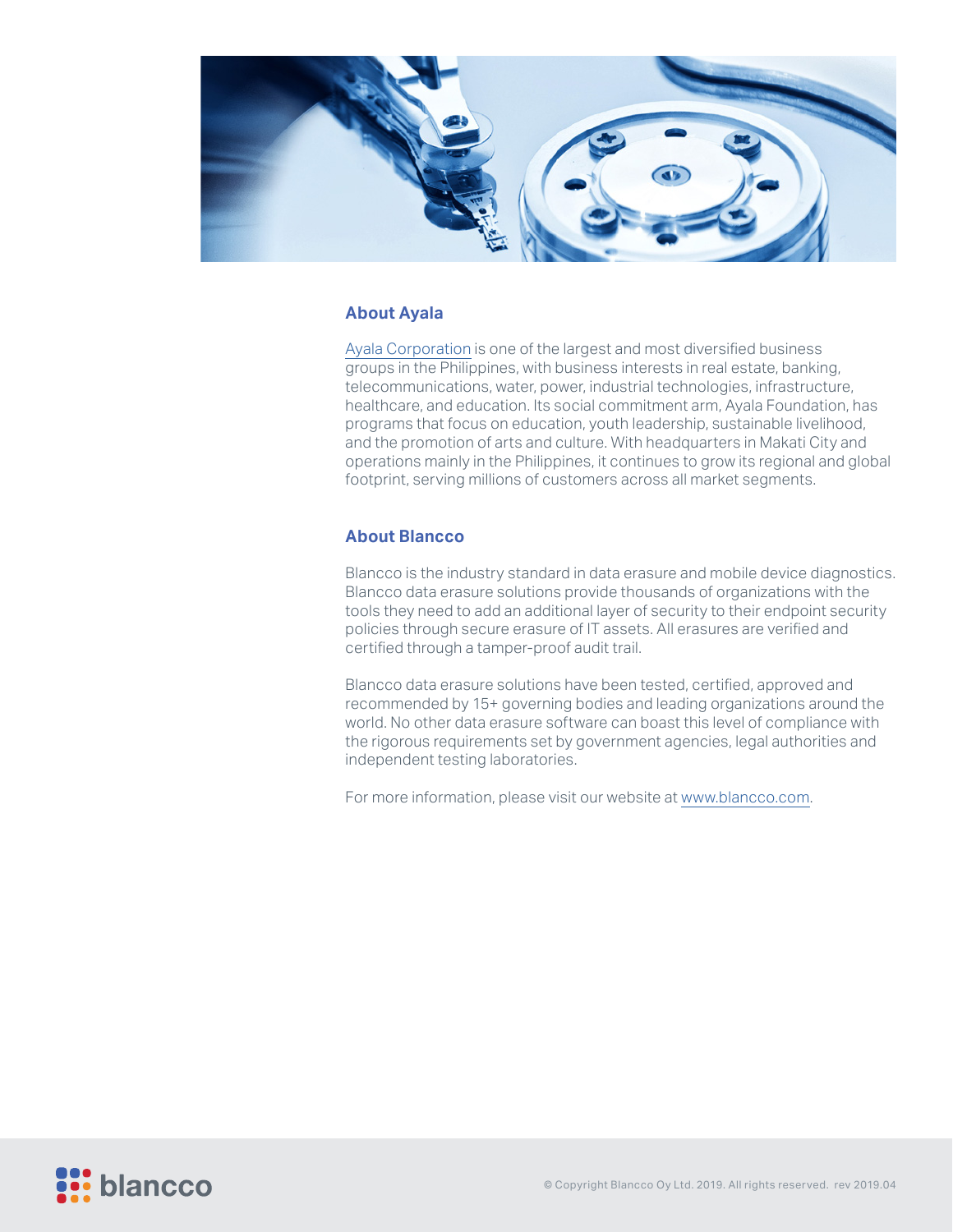## About Ayala

Ayala Corporation is one of the largest and most diversified business groups in the Philippines, with business interests in real estate, banking, telecommunications, water, power, industrial technologies, infrastructure, healthcare, and education. Its social commitment arm, Ayala Foundation, has programs that focus on education, youth leadership, sustainable livelihood, and the promotion of arts and culture. With headquarters in Makati City and operations mainly in the Philippines, it continues to grow its regional and global footprint, serving millions of customers across all market segments.

## About Blancco

Blancco is the industry standard in data erasure and mobile device diagnostics. Blancco data erasure solutions provide thousands of organizations with the tools they need to add an additional layer of security to their endpoint security policies through secure erasure of IT assets. All erasures are verified and certified through a tamper-proof audit trail.

Blancco data erasure solutions have been tested, certified, approved and recommended by 15+ governing bodies and leading organizations around the world. No other data erasure software can boast this level of compliance with the rigorous requirements set by government agencies, legal authorities and independent testing laboratories.

For more information, please visit our website at www.blancco.com.

© Copyright Blancco Oy Ltd. 2019. All rights reserved. rev 2019.04